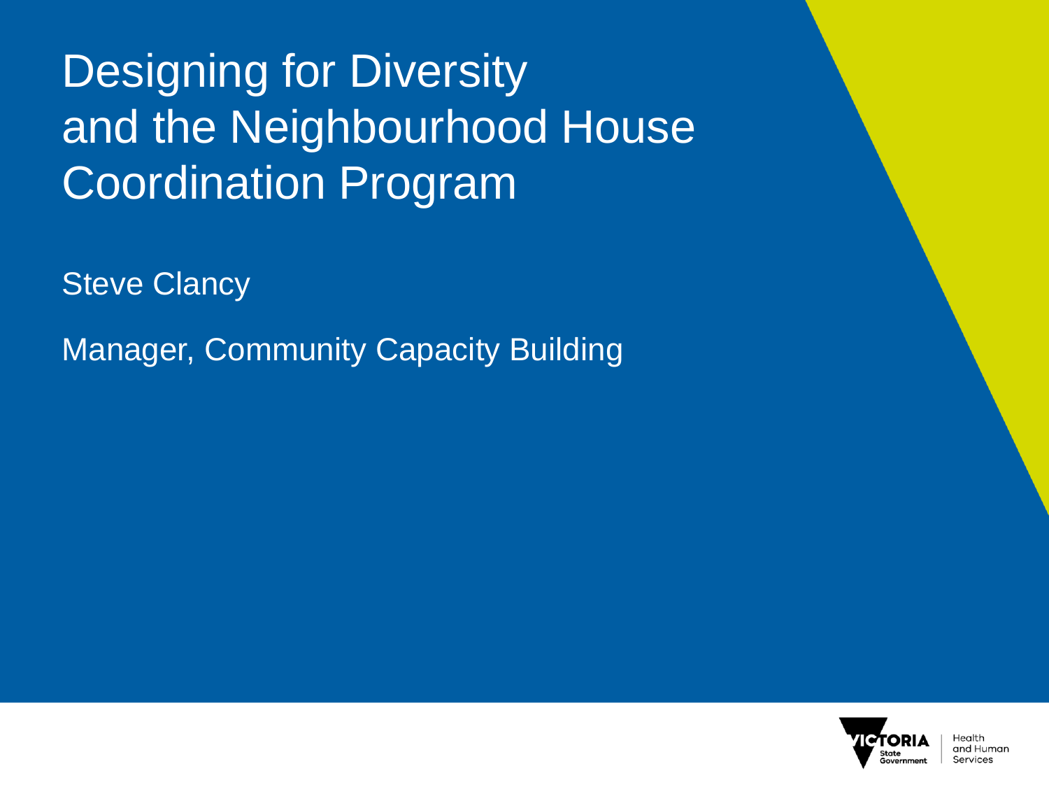# Designing for Diversity and the Neighbourhood House Coordination Program

Steve Clancy

Manager, Community Capacity Building

VICTORIA State Government | Health and Human Services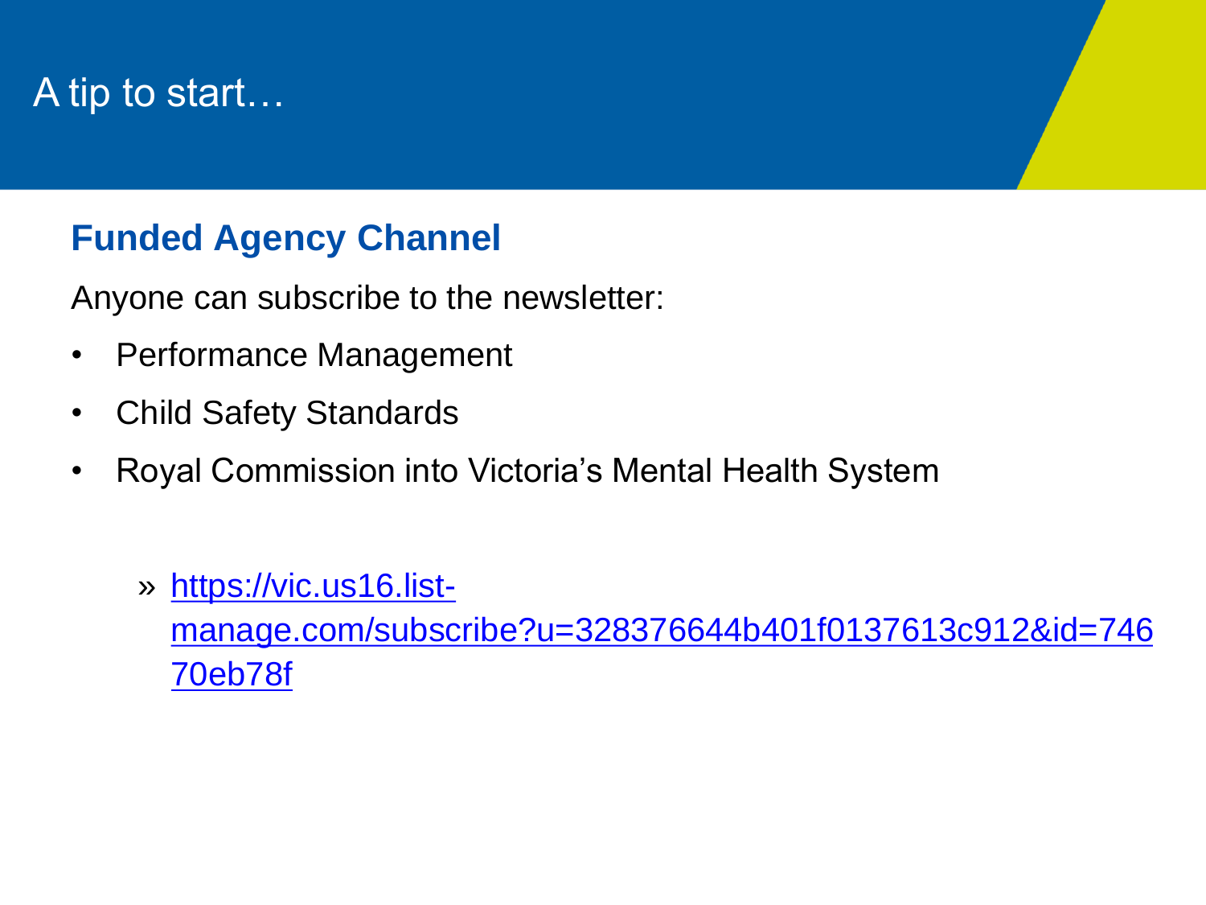# A tip to start…

## Funded Agency Channel

Anyone can subscribe to the newsletter:

- Performance Management
- Child Safety Standards
- Royal Commission into Victoria's Mental Health System

  » https://vic.us16.list-manage.com/subscribe?u=328376644b401f0137613c912&id=74670eb78f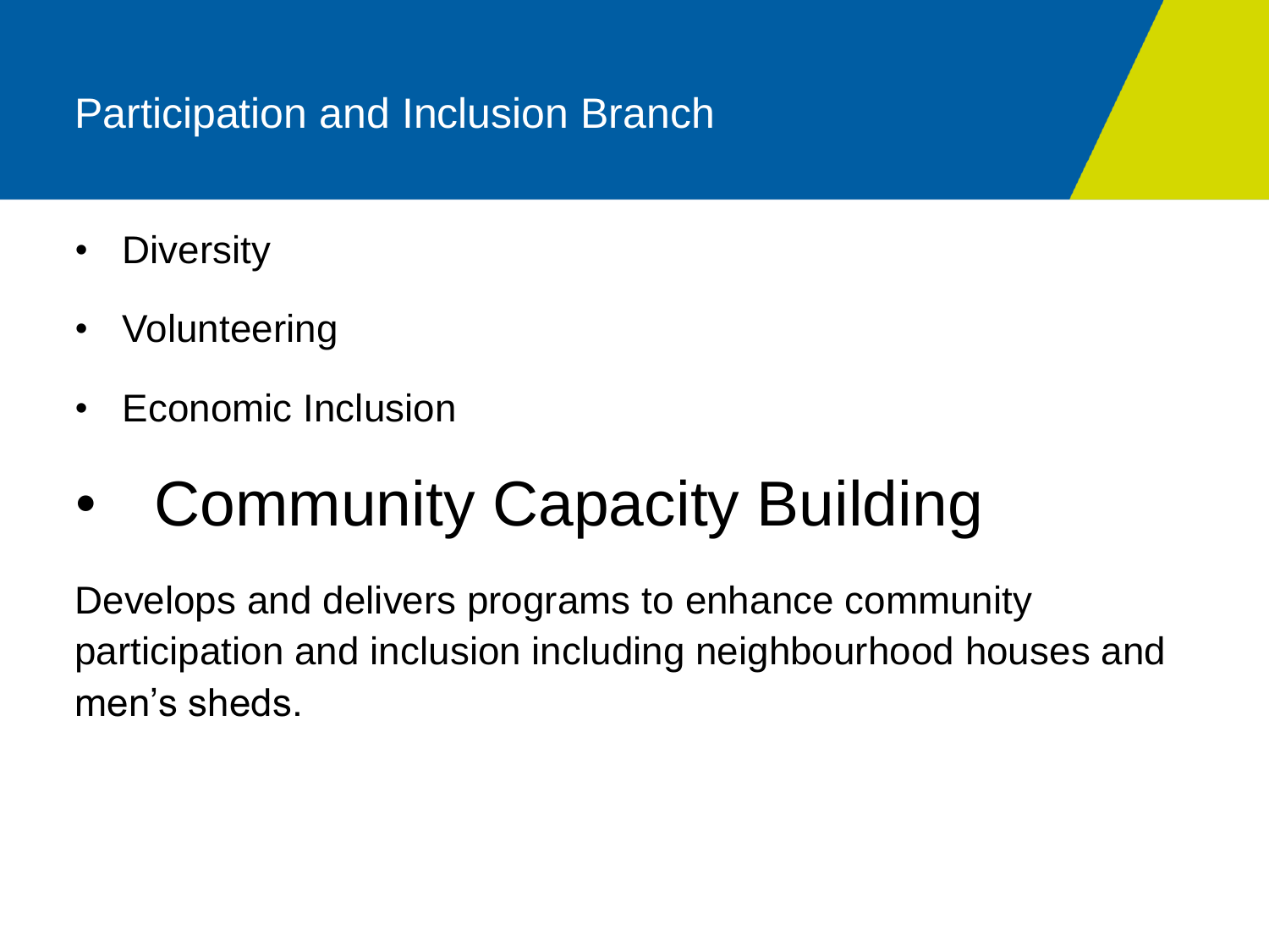# Participation and Inclusion Branch

- Diversity
- Volunteering
- Economic Inclusion

## Community Capacity Building

Develops and delivers programs to enhance community participation and inclusion including neighbourhood houses and men's sheds.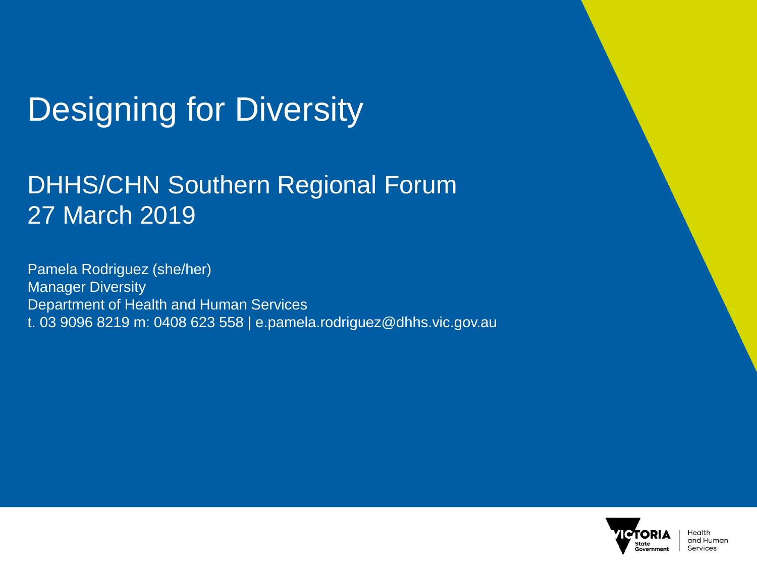# Designing for Diversity

## DHHS/CHN Southern Regional Forum
## 27 March 2019

Pamela Rodriguez (she/her)
Manager Diversity
Department of Health and Human Services
t. 03 9096 8219 m: 0408 623 558 | e.pamela.rodriguez@dhhs.vic.gov.au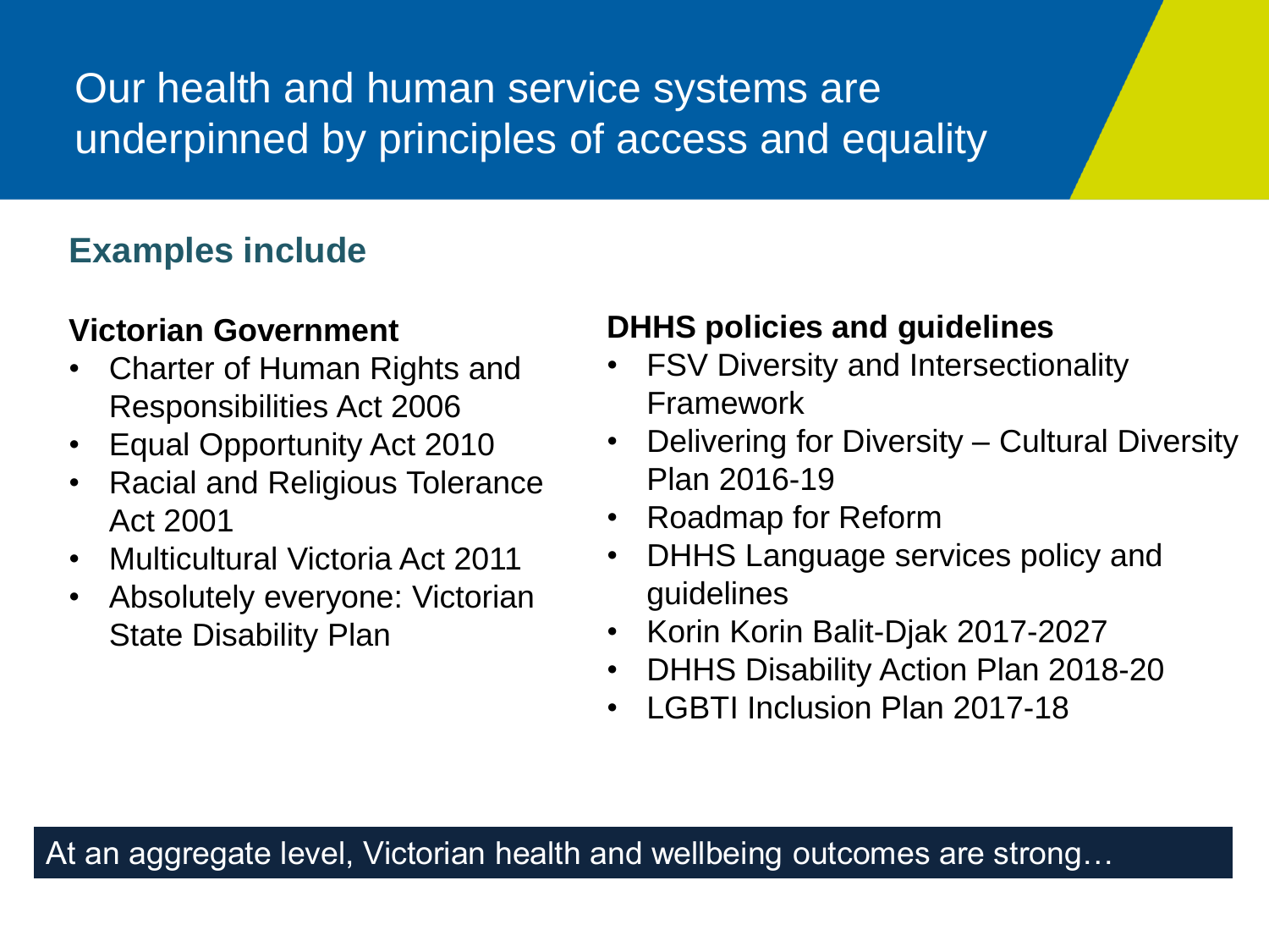# Our health and human service systems are underpinned by principles of access and equality

## Examples include

### Victorian Government

- Charter of Human Rights and Responsibilities Act 2006
- Equal Opportunity Act 2010
- Racial and Religious Tolerance Act 2001
- Multicultural Victoria Act 2011
- Absolutely everyone: Victorian State Disability Plan

### DHHS policies and guidelines

- FSV Diversity and Intersectionality Framework
- Delivering for Diversity – Cultural Diversity Plan 2016-19
- Roadmap for Reform
- DHHS Language services policy and guidelines
- Korin Korin Balit-Djak 2017-2027
- DHHS Disability Action Plan 2018-20
- LGBTI Inclusion Plan 2017-18

At an aggregate level, Victorian health and wellbeing outcomes are strong…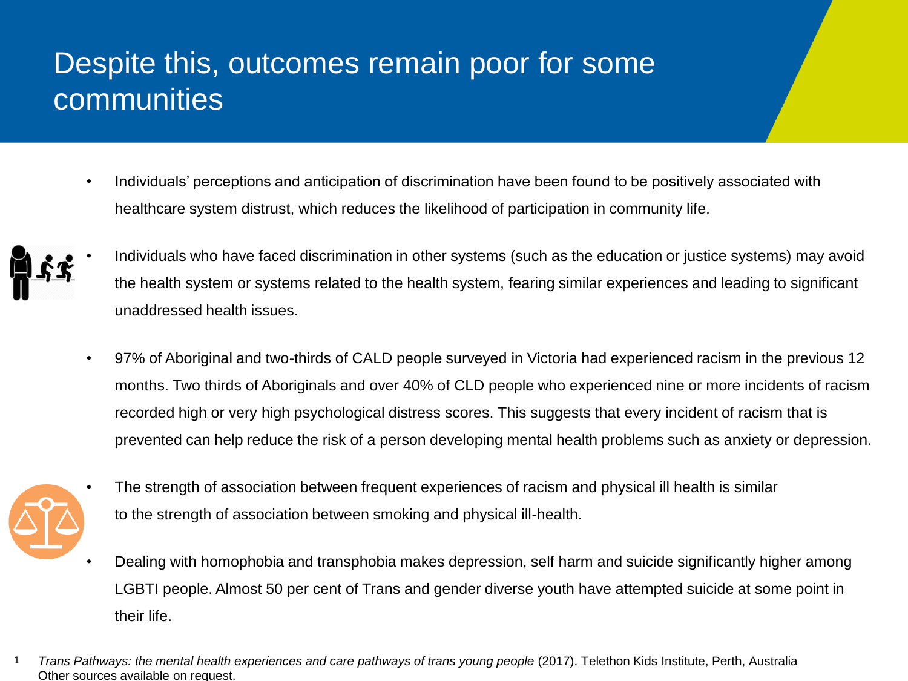# Despite this, outcomes remain poor for some communities

- Individuals' perceptions and anticipation of discrimination have been found to be positively associated with healthcare system distrust, which reduces the likelihood of participation in community life.
- Individuals who have faced discrimination in other systems (such as the education or justice systems) may avoid the health system or systems related to the health system, fearing similar experiences and leading to significant unaddressed health issues.
- 97% of Aboriginal and two-thirds of CALD people surveyed in Victoria had experienced racism in the previous 12 months. Two thirds of Aboriginals and over 40% of CLD people who experienced nine or more incidents of racism recorded high or very high psychological distress scores. This suggests that every incident of racism that is prevented can help reduce the risk of a person developing mental health problems such as anxiety or depression.
- The strength of association between frequent experiences of racism and physical ill health is similar to the strength of association between smoking and physical ill-health.
- Dealing with homophobia and transphobia makes depression, self harm and suicide significantly higher among LGBTI people. Almost 50 per cent of Trans and gender diverse youth have attempted suicide at some point in their life.

[1] *Trans Pathways: the mental health experiences and care pathways of trans young people* (2017). Telethon Kids Institute, Perth, Australia
Other sources available on request.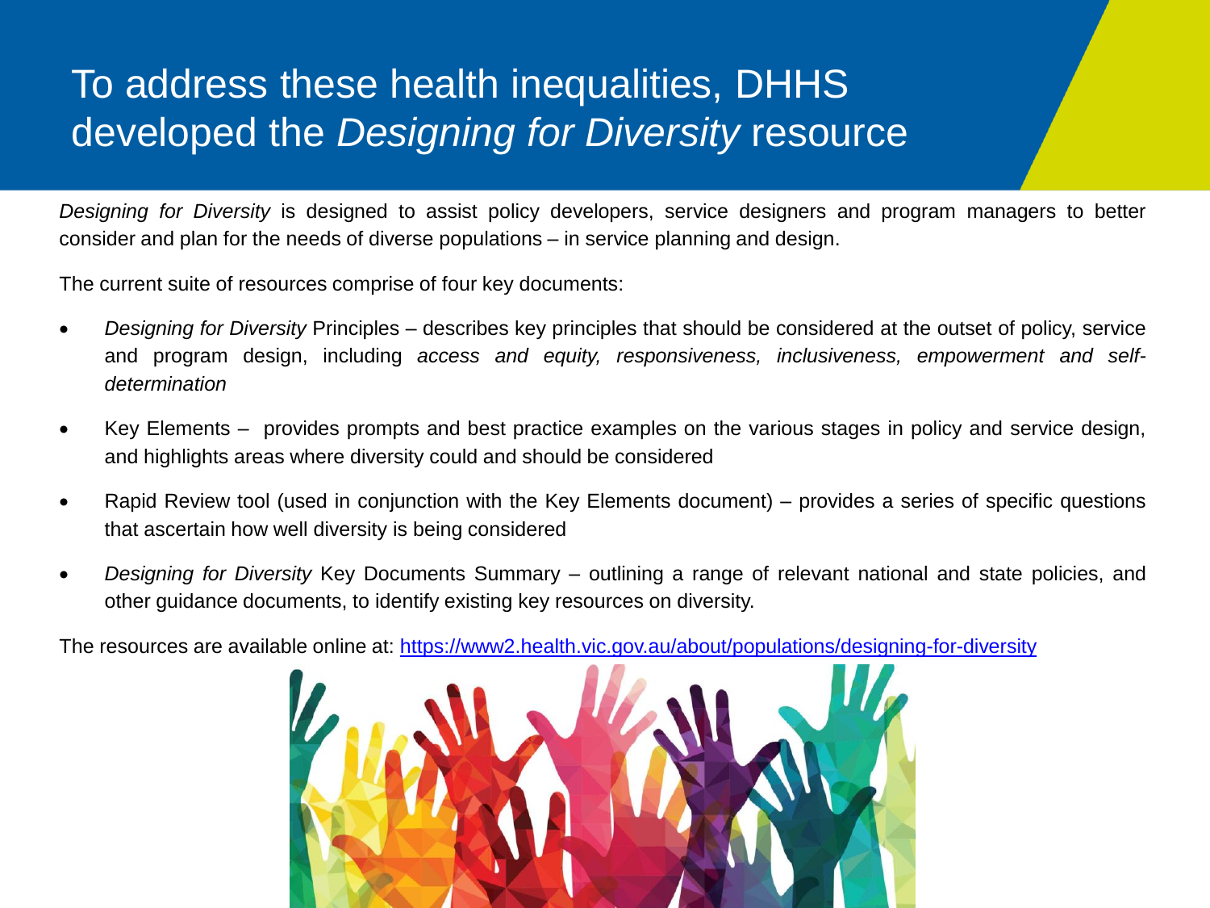# To address these health inequalities, DHHS developed the *Designing for Diversity* resource

*Designing for Diversity* is designed to assist policy developers, service designers and program managers to better consider and plan for the needs of diverse populations – in service planning and design.

The current suite of resources comprise of four key documents:

- *Designing for Diversity* Principles – describes key principles that should be considered at the outset of policy, service and program design, including *access and equity, responsiveness, inclusiveness, empowerment and self-determination*
- Key Elements – provides prompts and best practice examples on the various stages in policy and service design, and highlights areas where diversity could and should be considered
- Rapid Review tool (used in conjunction with the Key Elements document) – provides a series of specific questions that ascertain how well diversity is being considered
- *Designing for Diversity* Key Documents Summary – outlining a range of relevant national and state policies, and other guidance documents, to identify existing key resources on diversity.

The resources are available online at: https://www2.health.vic.gov.au/about/populations/designing-for-diversity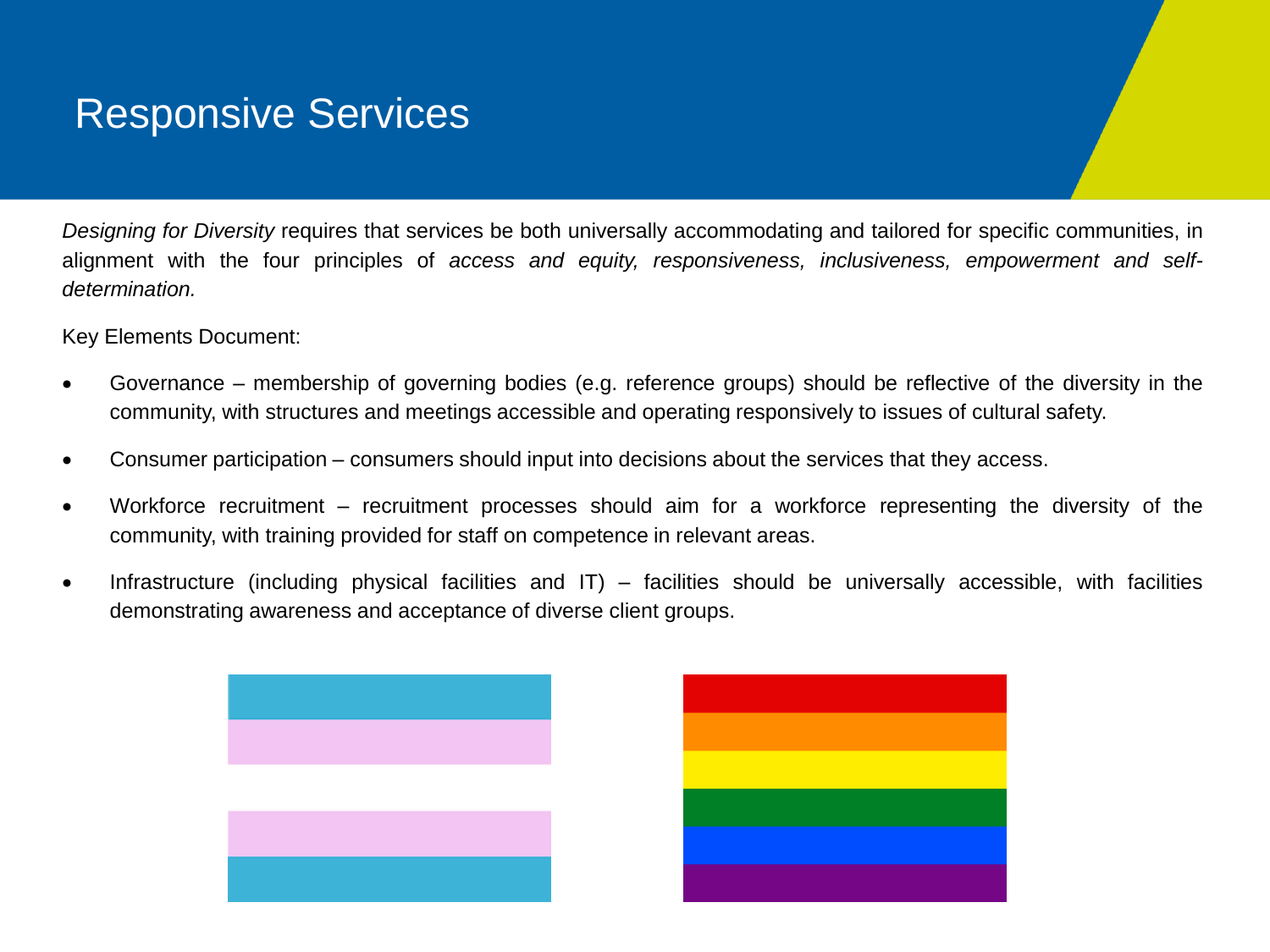# Responsive Services

*Designing for Diversity* requires that services be both universally accommodating and tailored for specific communities, in alignment with the four principles of *access and equity, responsiveness, inclusiveness, empowerment and self-determination.*

Key Elements Document:

- Governance – membership of governing bodies (e.g. reference groups) should be reflective of the diversity in the community, with structures and meetings accessible and operating responsively to issues of cultural safety.
- Consumer participation – consumers should input into decisions about the services that they access.
- Workforce recruitment – recruitment processes should aim for a workforce representing the diversity of the community, with training provided for staff on competence in relevant areas.
- Infrastructure (including physical facilities and IT) – facilities should be universally accessible, with facilities demonstrating awareness and acceptance of diverse client groups.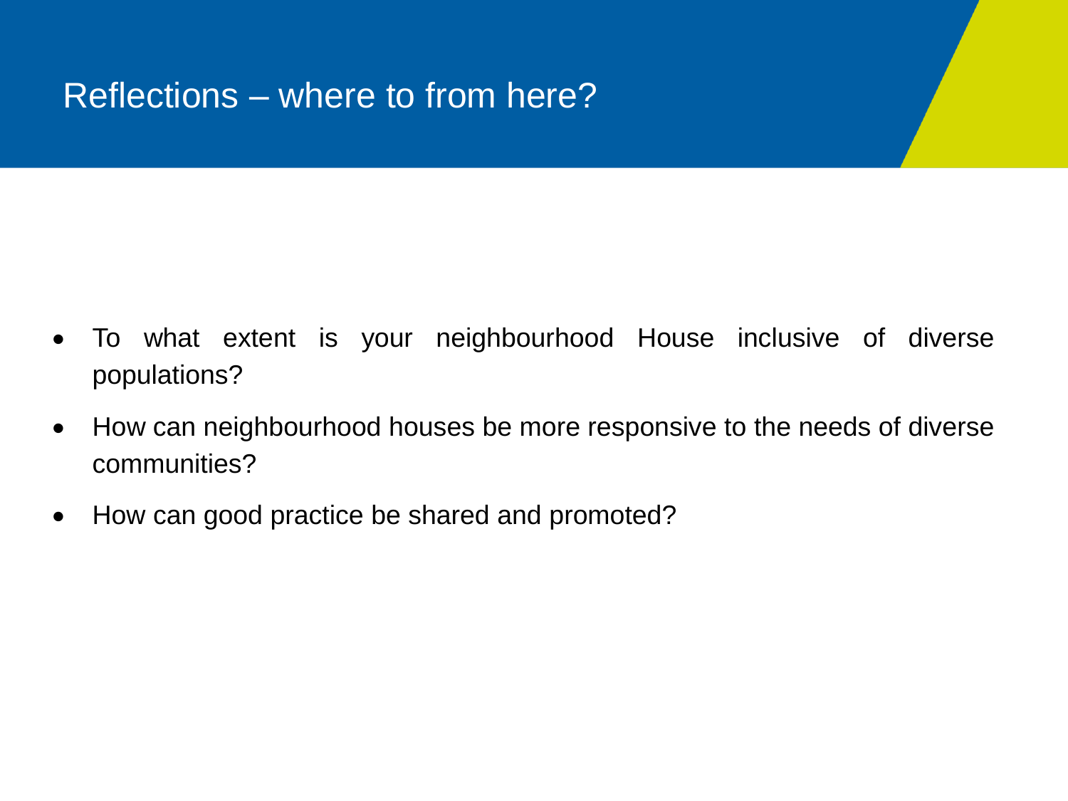# Reflections – where to from here?

- To what extent is your neighbourhood House inclusive of diverse populations?
- How can neighbourhood houses be more responsive to the needs of diverse communities?
- How can good practice be shared and promoted?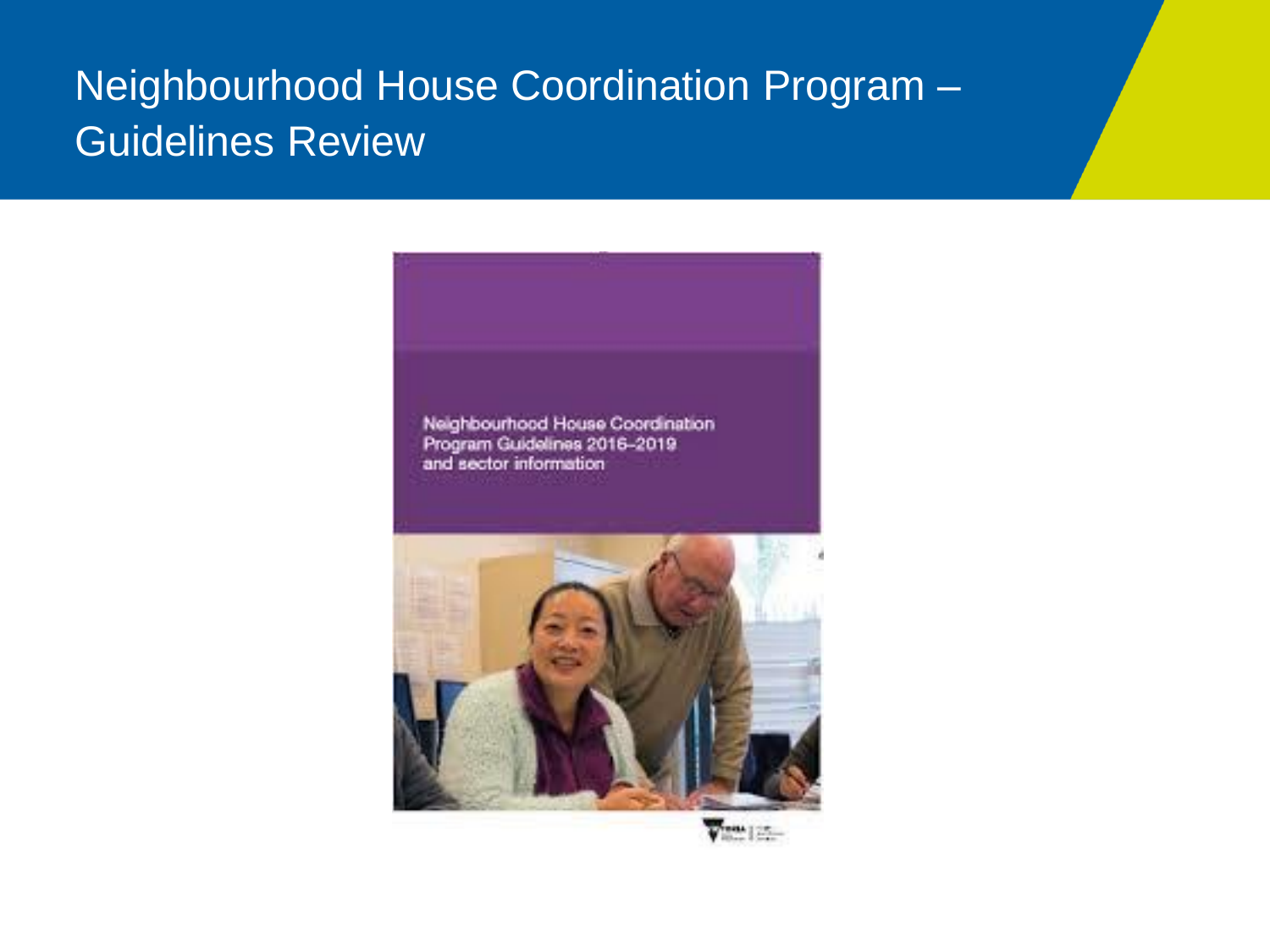# Neighbourhood House Coordination Program – Guidelines Review

Neighbourhood House Coordination Program Guidelines 2016–2019 and sector information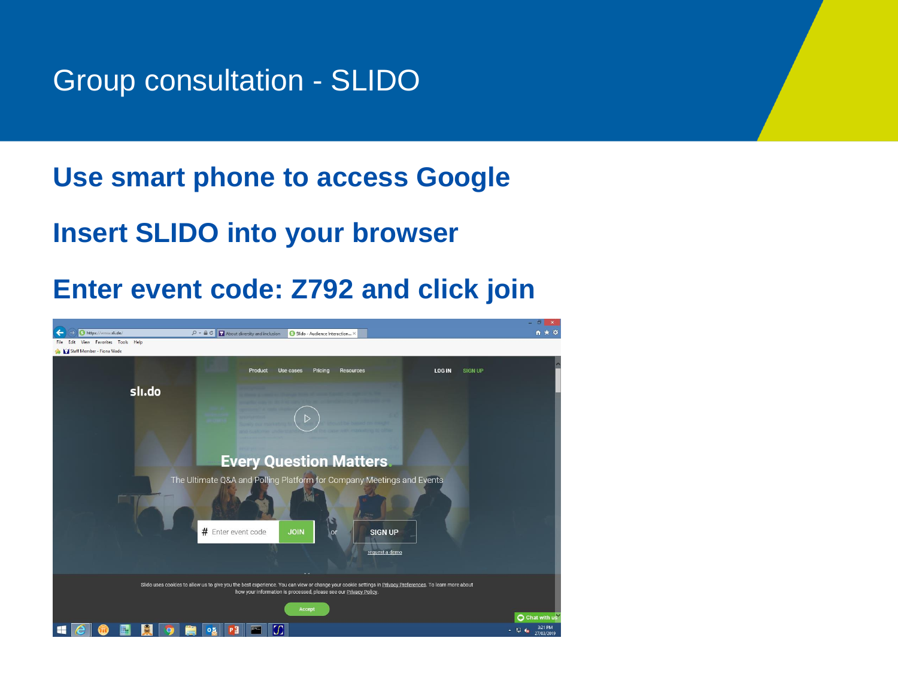# Group consultation - SLIDO

**Use smart phone to access Google**

**Insert SLIDO into your browser**

**Enter event code: Z792 and click join**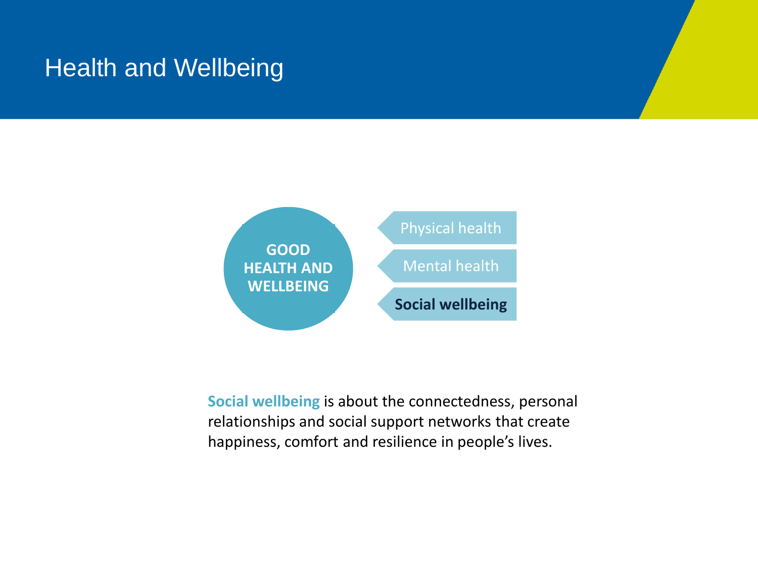# Health and Wellbeing

**GOOD HEALTH AND WELLBEING**

- Physical health
- Mental health
- **Social wellbeing**

**Social wellbeing** is about the connectedness, personal relationships and social support networks that create happiness, comfort and resilience in people's lives.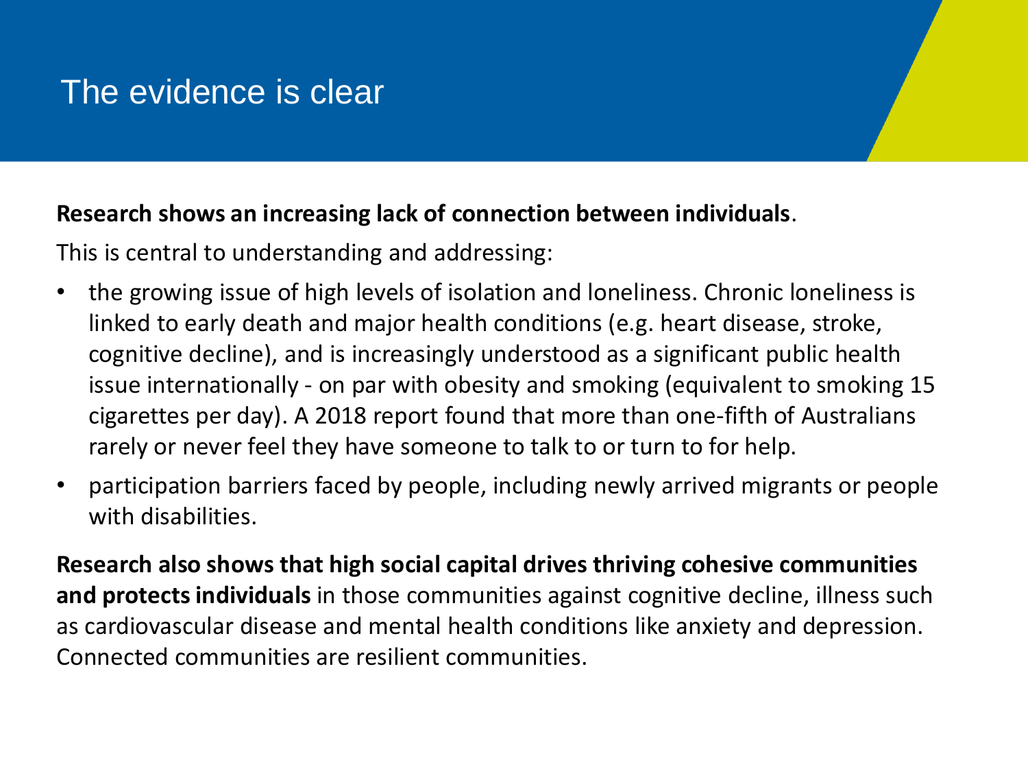# The evidence is clear

**Research shows an increasing lack of connection between individuals**.

This is central to understanding and addressing:

- the growing issue of high levels of isolation and loneliness. Chronic loneliness is linked to early death and major health conditions (e.g. heart disease, stroke, cognitive decline), and is increasingly understood as a significant public health issue internationally - on par with obesity and smoking (equivalent to smoking 15 cigarettes per day). A 2018 report found that more than one-fifth of Australians rarely or never feel they have someone to talk to or turn to for help.
- participation barriers faced by people, including newly arrived migrants or people with disabilities.

**Research also shows that high social capital drives thriving cohesive communities and protects individuals** in those communities against cognitive decline, illness such as cardiovascular disease and mental health conditions like anxiety and depression. Connected communities are resilient communities.